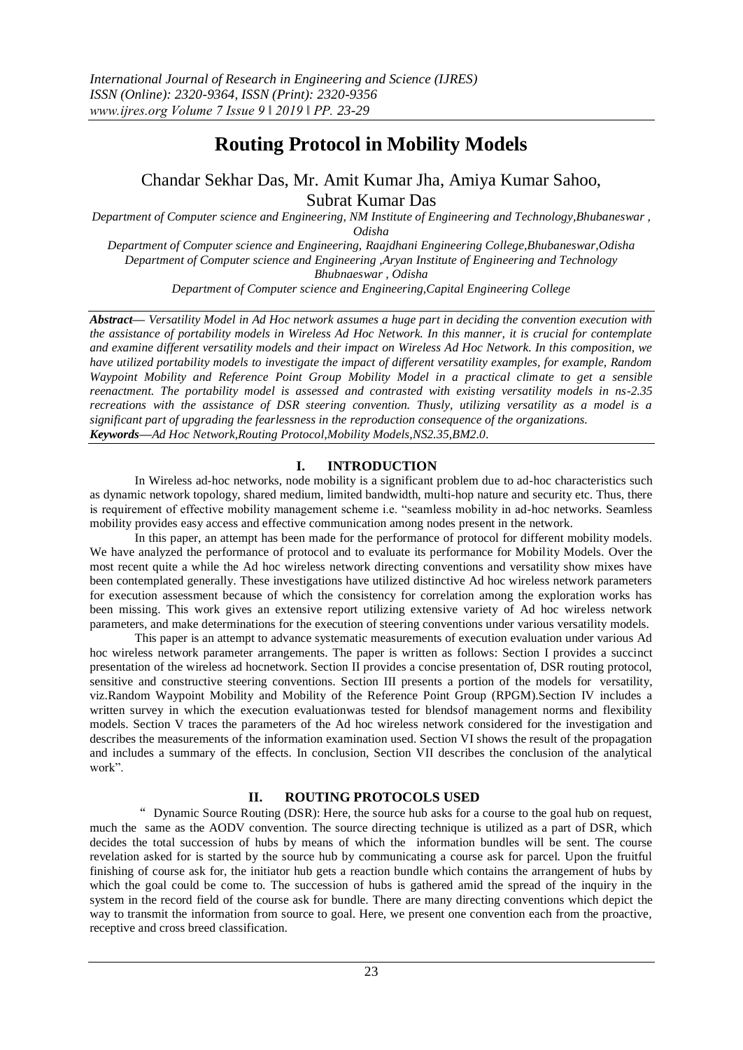*International Journal of Research in Engineering and Science (IJRES)*
*ISSN (Online): 2320-9364, ISSN (Print): 2320-9356*
*www.ijres.org Volume 7 Issue 9 ǁ 2019 ǁ PP. 23-29*

# Routing Protocol in Mobility Models

Chandar Sekhar Das, Mr. Amit Kumar Jha, Amiya Kumar Sahoo, Subrat Kumar Das

*Department of Computer science and Engineering, NM Institute of Engineering and Technology,Bhubaneswar , Odisha*
*Department of Computer science and Engineering, Raajdhani Engineering College,Bhubaneswar,Odisha*
*Department of Computer science and Engineering ,Aryan Institute of Engineering and Technology Bhubnaeswar , Odisha*
*Department of Computer science and Engineering,Capital Engineering College*

***Abstract—*** *Versatility Model in Ad Hoc network assumes a huge part in deciding the convention execution with the assistance of portability models in Wireless Ad Hoc Network. In this manner, it is crucial for contemplate and examine different versatility models and their impact on Wireless Ad Hoc Network. In this composition, we have utilized portability models to investigate the impact of different versatility examples, for example, Random Waypoint Mobility and Reference Point Group Mobility Model in a practical climate to get a sensible reenactment. The portability model is assessed and contrasted with existing versatility models in ns-2.35 recreations with the assistance of DSR steering convention. Thusly, utilizing versatility as a model is a significant part of upgrading the fearlessness in the reproduction consequence of the organizations.*

***Keywords—****Ad Hoc Network,Routing Protocol,Mobility Models,NS2.35,BM2.0.*

## I. INTRODUCTION

In Wireless ad-hoc networks, node mobility is a significant problem due to ad-hoc characteristics such as dynamic network topology, shared medium, limited bandwidth, multi-hop nature and security etc. Thus, there is requirement of effective mobility management scheme i.e. "seamless mobility in ad-hoc networks. Seamless mobility provides easy access and effective communication among nodes present in the network.

In this paper, an attempt has been made for the performance of protocol for different mobility models. We have analyzed the performance of protocol and to evaluate its performance for Mobility Models. Over the most recent quite a while the Ad hoc wireless network directing conventions and versatility show mixes have been contemplated generally. These investigations have utilized distinctive Ad hoc wireless network parameters for execution assessment because of which the consistency for correlation among the exploration works has been missing. This work gives an extensive report utilizing extensive variety of Ad hoc wireless network parameters, and make determinations for the execution of steering conventions under various versatility models.

This paper is an attempt to advance systematic measurements of execution evaluation under various Ad hoc wireless network parameter arrangements. The paper is written as follows: Section I provides a succinct presentation of the wireless ad hocnetwork. Section II provides a concise presentation of, DSR routing protocol, sensitive and constructive steering conventions. Section III presents a portion of the models for versatility, viz.Random Waypoint Mobility and Mobility of the Reference Point Group (RPGM).Section IV includes a written survey in which the execution evaluationwas tested for blendsof management norms and flexibility models. Section V traces the parameters of the Ad hoc wireless network considered for the investigation and describes the measurements of the information examination used. Section VI shows the result of the propagation and includes a summary of the effects. In conclusion, Section VII describes the conclusion of the analytical work".

## II. ROUTING PROTOCOLS USED

" Dynamic Source Routing (DSR): Here, the source hub asks for a course to the goal hub on request, much the same as the AODV convention. The source directing technique is utilized as a part of DSR, which decides the total succession of hubs by means of which the information bundles will be sent. The course revelation asked for is started by the source hub by communicating a course ask for parcel. Upon the fruitful finishing of course ask for, the initiator hub gets a reaction bundle which contains the arrangement of hubs by which the goal could be come to. The succession of hubs is gathered amid the spread of the inquiry in the system in the record field of the course ask for bundle. There are many directing conventions which depict the way to transmit the information from source to goal. Here, we present one convention each from the proactive, receptive and cross breed classification.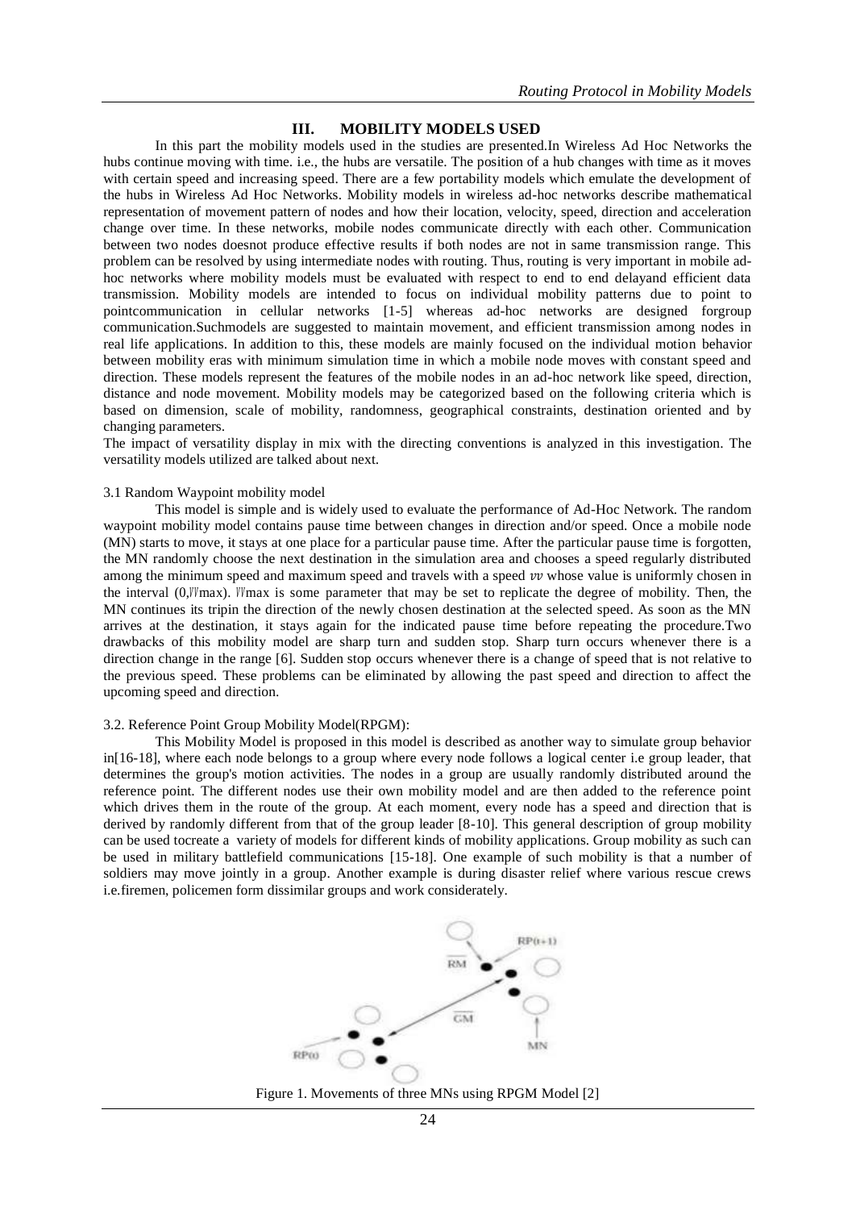## III. MOBILITY MODELS USED

In this part the mobility models used in the studies are presented.In Wireless Ad Hoc Networks the hubs continue moving with time. i.e., the hubs are versatile. The position of a hub changes with time as it moves with certain speed and increasing speed. There are a few portability models which emulate the development of the hubs in Wireless Ad Hoc Networks. Mobility models in wireless ad-hoc networks describe mathematical representation of movement pattern of nodes and how their location, velocity, speed, direction and acceleration change over time. In these networks, mobile nodes communicate directly with each other. Communication between two nodes doesnot produce effective results if both nodes are not in same transmission range. This problem can be resolved by using intermediate nodes with routing. Thus, routing is very important in mobile ad-hoc networks where mobility models must be evaluated with respect to end to end delayand efficient data transmission. Mobility models are intended to focus on individual mobility patterns due to point to pointcommunication in cellular networks [1-5] whereas ad-hoc networks are designed forgroup communication.Suchmodels are suggested to maintain movement, and efficient transmission among nodes in real life applications. In addition to this, these models are mainly focused on the individual motion behavior between mobility eras with minimum simulation time in which a mobile node moves with constant speed and direction. These models represent the features of the mobile nodes in an ad-hoc network like speed, direction, distance and node movement. Mobility models may be categorized based on the following criteria which is based on dimension, scale of mobility, randomness, geographical constraints, destination oriented and by changing parameters.

The impact of versatility display in mix with the directing conventions is analyzed in this investigation. The versatility models utilized are talked about next.

### 3.1 Random Waypoint mobility model

This model is simple and is widely used to evaluate the performance of Ad-Hoc Network. The random waypoint mobility model contains pause time between changes in direction and/or speed. Once a mobile node (MN) starts to move, it stays at one place for a particular pause time. After the particular pause time is forgotten, the MN randomly choose the next destination in the simulation area and chooses a speed regularly distributed among the minimum speed and maximum speed and travels with a speed $vv$ whose value is uniformly chosen in the interval $(0, V_{max})$. $V_{max}$ is some parameter that may be set to replicate the degree of mobility. Then, the MN continues its tripin the direction of the newly chosen destination at the selected speed. As soon as the MN arrives at the destination, it stays again for the indicated pause time before repeating the procedure.Two drawbacks of this mobility model are sharp turn and sudden stop. Sharp turn occurs whenever there is a direction change in the range [6]. Sudden stop occurs whenever there is a change of speed that is not relative to the previous speed. These problems can be eliminated by allowing the past speed and direction to affect the upcoming speed and direction.

### 3.2. Reference Point Group Mobility Model(RPGM):

This Mobility Model is proposed in this model is described as another way to simulate group behavior in[16-18], where each node belongs to a group where every node follows a logical center i.e group leader, that determines the group's motion activities. The nodes in a group are usually randomly distributed around the reference point. The different nodes use their own mobility model and are then added to the reference point which drives them in the route of the group. At each moment, every node has a speed and direction that is derived by randomly different from that of the group leader [8-10]. This general description of group mobility can be used tocreate a variety of models for different kinds of mobility applications. Group mobility as such can be used in military battlefield communications [15-18]. One example of such mobility is that a number of soldiers may move jointly in a group. Another example is during disaster relief where various rescue crews i.e.firemen, policemen form dissimilar groups and work considerately.

Figure 1. Movements of three MNs using RPGM Model [2]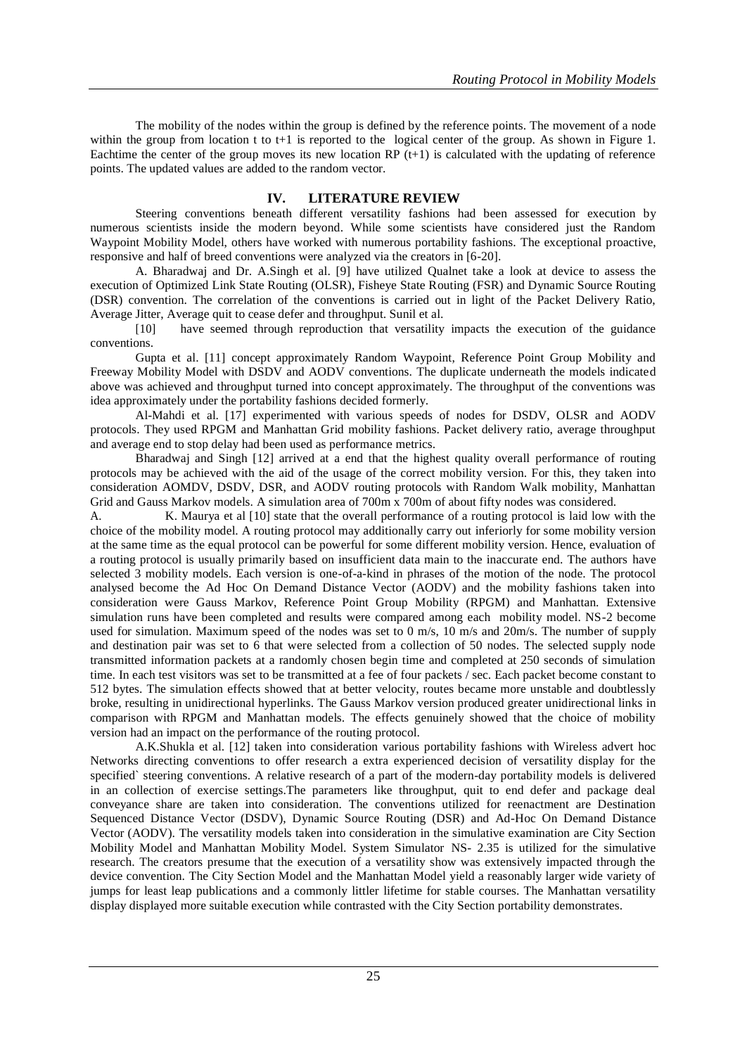The mobility of the nodes within the group is defined by the reference points. The movement of a node within the group from location t to t+1 is reported to the logical center of the group. As shown in Figure 1. Eachtime the center of the group moves its new location RP (t+1) is calculated with the updating of reference points. The updated values are added to the random vector.

## IV. LITERATURE REVIEW

Steering conventions beneath different versatility fashions had been assessed for execution by numerous scientists inside the modern beyond. While some scientists have considered just the Random Waypoint Mobility Model, others have worked with numerous portability fashions. The exceptional proactive, responsive and half of breed conventions were analyzed via the creators in [6-20].

A. Bharadwaj and Dr. A.Singh et al. [9] have utilized Qualnet take a look at device to assess the execution of Optimized Link State Routing (OLSR), Fisheye State Routing (FSR) and Dynamic Source Routing (DSR) convention. The correlation of the conventions is carried out in light of the Packet Delivery Ratio, Average Jitter, Average quit to cease defer and throughput. Sunil et al.

[10] have seemed through reproduction that versatility impacts the execution of the guidance conventions.

Gupta et al. [11] concept approximately Random Waypoint, Reference Point Group Mobility and Freeway Mobility Model with DSDV and AODV conventions. The duplicate underneath the models indicated above was achieved and throughput turned into concept approximately. The throughput of the conventions was idea approximately under the portability fashions decided formerly.

Al-Mahdi et al. [17] experimented with various speeds of nodes for DSDV, OLSR and AODV protocols. They used RPGM and Manhattan Grid mobility fashions. Packet delivery ratio, average throughput and average end to stop delay had been used as performance metrics.

Bharadwaj and Singh [12] arrived at a end that the highest quality overall performance of routing protocols may be achieved with the aid of the usage of the correct mobility version. For this, they taken into consideration AOMDV, DSDV, DSR, and AODV routing protocols with Random Walk mobility, Manhattan Grid and Gauss Markov models. A simulation area of 700m x 700m of about fifty nodes was considered.

A. K. Maurya et al [10] state that the overall performance of a routing protocol is laid low with the choice of the mobility model. A routing protocol may additionally carry out inferiorly for some mobility version at the same time as the equal protocol can be powerful for some different mobility version. Hence, evaluation of a routing protocol is usually primarily based on insufficient data main to the inaccurate end. The authors have selected 3 mobility models. Each version is one-of-a-kind in phrases of the motion of the node. The protocol analysed become the Ad Hoc On Demand Distance Vector (AODV) and the mobility fashions taken into consideration were Gauss Markov, Reference Point Group Mobility (RPGM) and Manhattan. Extensive simulation runs have been completed and results were compared among each mobility model. NS-2 become used for simulation. Maximum speed of the nodes was set to 0 m/s, 10 m/s and 20m/s. The number of supply and destination pair was set to 6 that were selected from a collection of 50 nodes. The selected supply node transmitted information packets at a randomly chosen begin time and completed at 250 seconds of simulation time. In each test visitors was set to be transmitted at a fee of four packets / sec. Each packet become constant to 512 bytes. The simulation effects showed that at better velocity, routes became more unstable and doubtlessly broke, resulting in unidirectional hyperlinks. The Gauss Markov version produced greater unidirectional links in comparison with RPGM and Manhattan models. The effects genuinely showed that the choice of mobility version had an impact on the performance of the routing protocol.

A.K.Shukla et al. [12] taken into consideration various portability fashions with Wireless advert hoc Networks directing conventions to offer research a extra experienced decision of versatility display for the specified` steering conventions. A relative research of a part of the modern-day portability models is delivered in an collection of exercise settings.The parameters like throughput, quit to end defer and package deal conveyance share are taken into consideration. The conventions utilized for reenactment are Destination Sequenced Distance Vector (DSDV), Dynamic Source Routing (DSR) and Ad-Hoc On Demand Distance Vector (AODV). The versatility models taken into consideration in the simulative examination are City Section Mobility Model and Manhattan Mobility Model. System Simulator NS- 2.35 is utilized for the simulative research. The creators presume that the execution of a versatility show was extensively impacted through the device convention. The City Section Model and the Manhattan Model yield a reasonably larger wide variety of jumps for least leap publications and a commonly littler lifetime for stable courses. The Manhattan versatility display displayed more suitable execution while contrasted with the City Section portability demonstrates.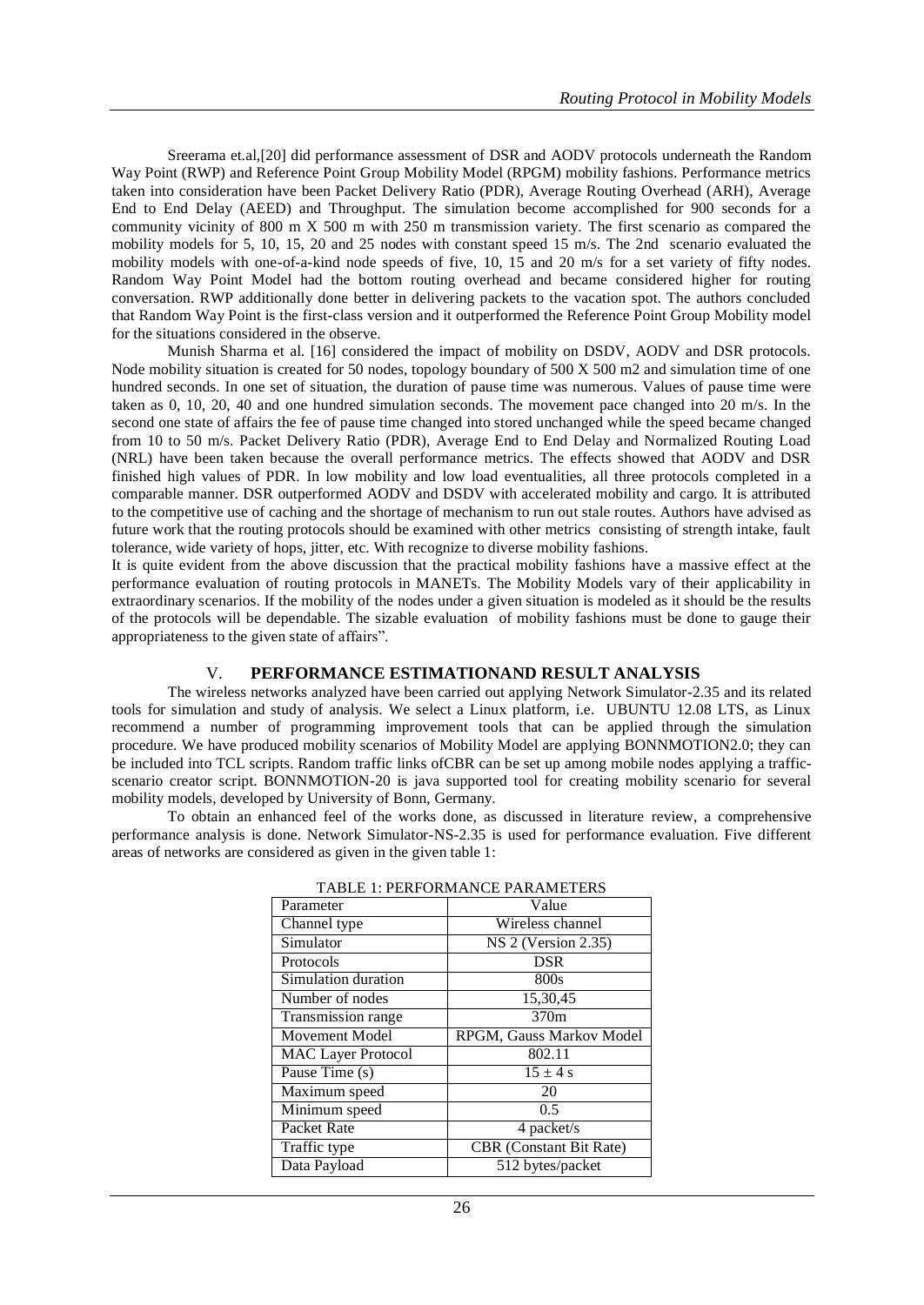Sreerama et.al,[20] did performance assessment of DSR and AODV protocols underneath the Random Way Point (RWP) and Reference Point Group Mobility Model (RPGM) mobility fashions. Performance metrics taken into consideration have been Packet Delivery Ratio (PDR), Average Routing Overhead (ARH), Average End to End Delay (AEED) and Throughput. The simulation become accomplished for 900 seconds for a community vicinity of 800 m X 500 m with 250 m transmission variety. The first scenario as compared the mobility models for 5, 10, 15, 20 and 25 nodes with constant speed 15 m/s. The 2nd scenario evaluated the mobility models with one-of-a-kind node speeds of five, 10, 15 and 20 m/s for a set variety of fifty nodes. Random Way Point Model had the bottom routing overhead and became considered higher for routing conversation. RWP additionally done better in delivering packets to the vacation spot. The authors concluded that Random Way Point is the first-class version and it outperformed the Reference Point Group Mobility model for the situations considered in the observe.

Munish Sharma et al. [16] considered the impact of mobility on DSDV, AODV and DSR protocols. Node mobility situation is created for 50 nodes, topology boundary of 500 X 500 m2 and simulation time of one hundred seconds. In one set of situation, the duration of pause time was numerous. Values of pause time were taken as 0, 10, 20, 40 and one hundred simulation seconds. The movement pace changed into 20 m/s. In the second one state of affairs the fee of pause time changed into stored unchanged while the speed became changed from 10 to 50 m/s. Packet Delivery Ratio (PDR), Average End to End Delay and Normalized Routing Load (NRL) have been taken because the overall performance metrics. The effects showed that AODV and DSR finished high values of PDR. In low mobility and low load eventualities, all three protocols completed in a comparable manner. DSR outperformed AODV and DSDV with accelerated mobility and cargo. It is attributed to the competitive use of caching and the shortage of mechanism to run out stale routes. Authors have advised as future work that the routing protocols should be examined with other metrics consisting of strength intake, fault tolerance, wide variety of hops, jitter, etc. With recognize to diverse mobility fashions.

It is quite evident from the above discussion that the practical mobility fashions have a massive effect at the performance evaluation of routing protocols in MANETs. The Mobility Models vary of their applicability in extraordinary scenarios. If the mobility of the nodes under a given situation is modeled as it should be the results of the protocols will be dependable. The sizable evaluation of mobility fashions must be done to gauge their appropriateness to the given state of affairs".

## V. PERFORMANCE ESTIMATIONAND RESULT ANALYSIS

The wireless networks analyzed have been carried out applying Network Simulator-2.35 and its related tools for simulation and study of analysis. We select a Linux platform, i.e. UBUNTU 12.08 LTS, as Linux recommend a number of programming improvement tools that can be applied through the simulation procedure. We have produced mobility scenarios of Mobility Model are applying BONNMOTION2.0; they can be included into TCL scripts. Random traffic links ofCBR can be set up among mobile nodes applying a traffic-scenario creator script. BONNMOTION-20 is java supported tool for creating mobility scenario for several mobility models, developed by University of Bonn, Germany.

To obtain an enhanced feel of the works done, as discussed in literature review, a comprehensive performance analysis is done. Network Simulator-NS-2.35 is used for performance evaluation. Five different areas of networks are considered as given in the given table 1:

TABLE 1: PERFORMANCE PARAMETERS

| Parameter | Value |
|---|---|
| Channel type | Wireless channel |
| Simulator | NS 2 (Version 2.35) |
| Protocols | DSR |
| Simulation duration | 800s |
| Number of nodes | 15,30,45 |
| Transmission range | 370m |
| Movement Model | RPGM, Gauss Markov Model |
| MAC Layer Protocol | 802.11 |
| Pause Time (s) | $15 \pm 4$ s |
| Maximum speed | 20 |
| Minimum speed | 0.5 |
| Packet Rate | 4 packet/s |
| Traffic type | CBR (Constant Bit Rate) |
| Data Payload | 512 bytes/packet |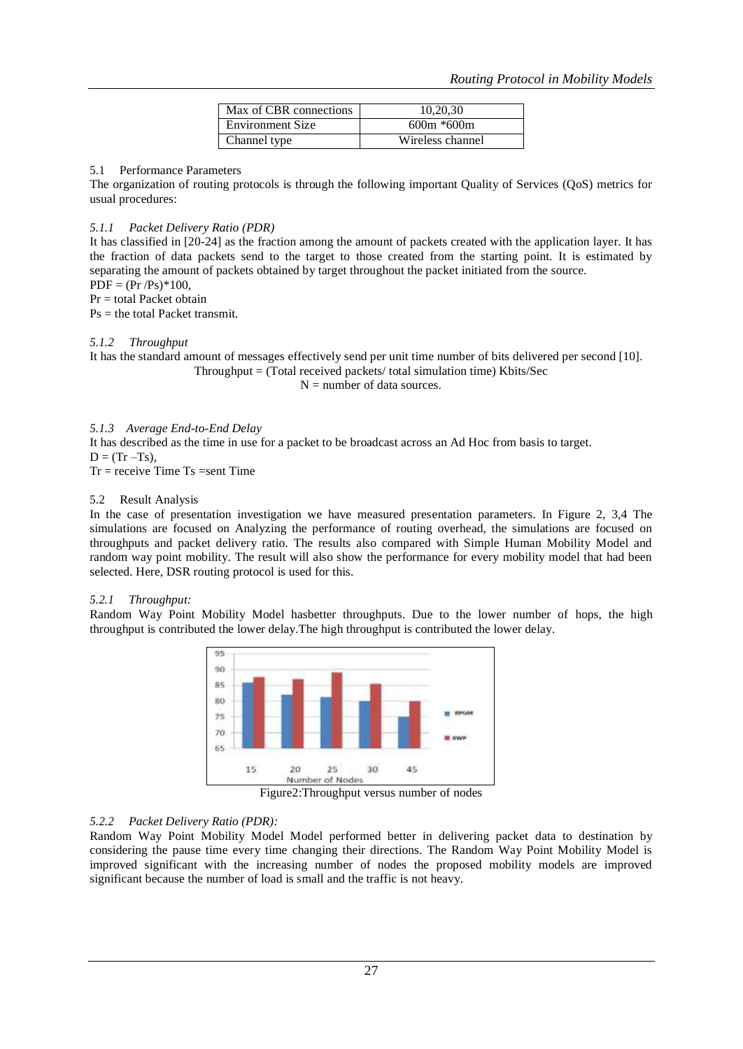| Max of CBR connections | 10,20,30 |
|---|---|
| Environment Size | 600m *600m |
| Channel type | Wireless channel |

### 5.1 Performance Parameters

The organization of routing protocols is through the following important Quality of Services (QoS) metrics for usual procedures:

#### *5.1.1 Packet Delivery Ratio (PDR)*

It has classified in [20-24] as the fraction among the amount of packets created with the application layer. It has the fraction of data packets send to the target to those created from the starting point. It is estimated by separating the amount of packets obtained by target throughout the packet initiated from the source.

$PDF = (Pr / Ps)*100$,

$Pr$ = total Packet obtain

$Ps$ = the total Packet transmit.

#### *5.1.2 Throughput*

It has the standard amount of messages effectively send per unit time number of bits delivered per second [10].

Throughput = (Total received packets/ total simulation time) Kbits/Sec

$N$ = number of data sources.

#### *5.1.3 Average End-to-End Delay*

It has described as the time in use for a packet to be broadcast across an Ad Hoc from basis to target.

$D = (Tr - Ts)$,

$Tr$ = receive Time $Ts$ =sent Time

### 5.2 Result Analysis

In the case of presentation investigation we have measured presentation parameters. In Figure 2, 3,4 The simulations are focused on Analyzing the performance of routing overhead, the simulations are focused on throughputs and packet delivery ratio. The results also compared with Simple Human Mobility Model and random way point mobility. The result will also show the performance for every mobility model that had been selected. Here, DSR routing protocol is used for this.

#### *5.2.1 Throughput:*

Random Way Point Mobility Model hasbetter throughputs. Due to the lower number of hops, the high throughput is contributed the lower delay.The high throughput is contributed the lower delay.

Figure2:Throughput versus number of nodes

#### *5.2.2 Packet Delivery Ratio (PDR):*

Random Way Point Mobility Model Model performed better in delivering packet data to destination by considering the pause time every time changing their directions. The Random Way Point Mobility Model is improved significant with the increasing number of nodes the proposed mobility models are improved significant because the number of load is small and the traffic is not heavy.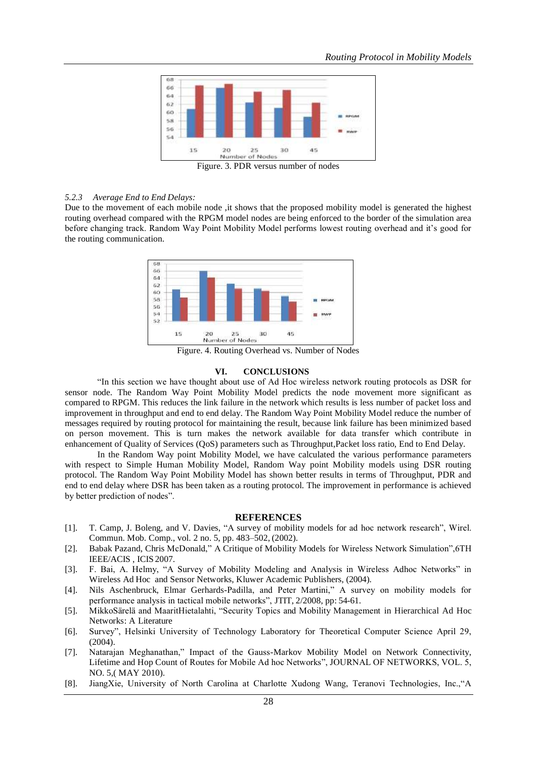Figure. 3. PDR versus number of nodes

*5.2.3 Average End to End Delays:*

Due to the movement of each mobile node ,it shows that the proposed mobility model is generated the highest routing overhead compared with the RPGM model nodes are being enforced to the border of the simulation area before changing track. Random Way Point Mobility Model performs lowest routing overhead and it's good for the routing communication.

Figure. 4. Routing Overhead vs. Number of Nodes

## VI. CONCLUSIONS

"In this section we have thought about use of Ad Hoc wireless network routing protocols as DSR for sensor node. The Random Way Point Mobility Model predicts the node movement more significant as compared to RPGM. This reduces the link failure in the network which results is less number of packet loss and improvement in throughput and end to end delay. The Random Way Point Mobility Model reduce the number of messages required by routing protocol for maintaining the result, because link failure has been minimized based on person movement. This is turn makes the network available for data transfer which contribute in enhancement of Quality of Services (QoS) parameters such as Throughput,Packet loss ratio, End to End Delay.

In the Random Way point Mobility Model, we have calculated the various performance parameters with respect to Simple Human Mobility Model, Random Way point Mobility models using DSR routing protocol. The Random Way Point Mobility Model has shown better results in terms of Throughput, PDR and end to end delay where DSR has been taken as a routing protocol. The improvement in performance is achieved by better prediction of nodes".

## REFERENCES

[1]. T. Camp, J. Boleng, and V. Davies, "A survey of mobility models for ad hoc network research", Wirel. Commun. Mob. Comp., vol. 2 no. 5, pp. 483–502, (2002).

[2]. Babak Pazand, Chris McDonald," A Critique of Mobility Models for Wireless Network Simulation",6TH IEEE/ACIS , ICIS 2007.

[3]. F. Bai, A. Helmy, "A Survey of Mobility Modeling and Analysis in Wireless Adhoc Networks" in Wireless Ad Hoc and Sensor Networks, Kluwer Academic Publishers, (2004).

[4]. Nils Aschenbruck, Elmar Gerhards-Padilla, and Peter Martini," A survey on mobility models for performance analysis in tactical mobile networks", JTIT, 2/2008, pp: 54-61.

[5]. MikkoSärelä and MaaritHietalahti, "Security Topics and Mobility Management in Hierarchical Ad Hoc Networks: A Literature

[6]. Survey", Helsinki University of Technology Laboratory for Theoretical Computer Science April 29, (2004).

[7]. Natarajan Meghanathan," Impact of the Gauss-Markov Mobility Model on Network Connectivity, Lifetime and Hop Count of Routes for Mobile Ad hoc Networks", JOURNAL OF NETWORKS, VOL. 5, NO. 5,( MAY 2010).

[8]. JiangXie, University of North Carolina at Charlotte Xudong Wang, Teranovi Technologies, Inc.,"A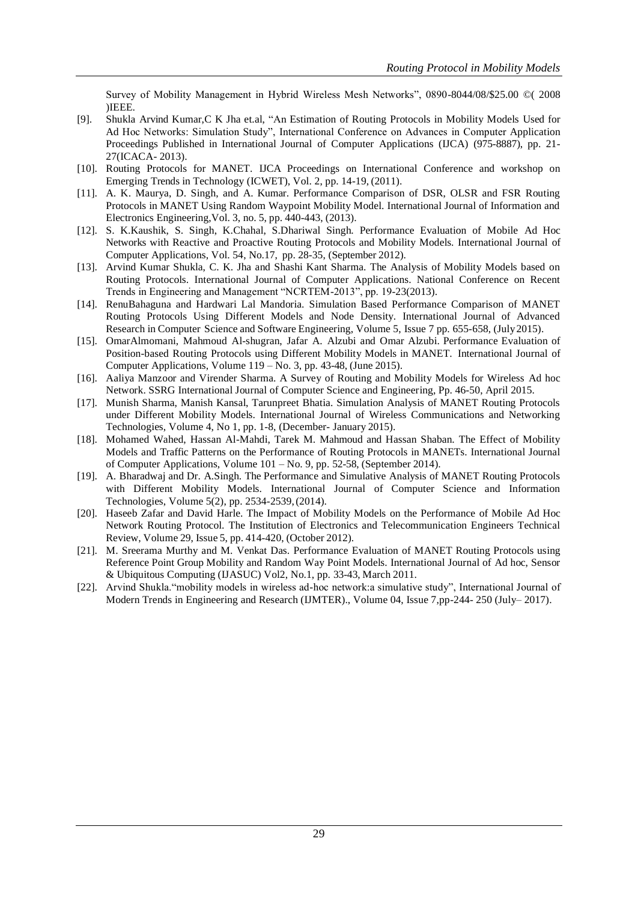Survey of Mobility Management in Hybrid Wireless Mesh Networks", 0890-8044/08/$25.00 ©( 2008 )IEEE.

[9]. Shukla Arvind Kumar,C K Jha et.al, "An Estimation of Routing Protocols in Mobility Models Used for Ad Hoc Networks: Simulation Study", International Conference on Advances in Computer Application Proceedings Published in International Journal of Computer Applications (IJCA) (975-8887), pp. 21-27(ICACA- 2013).

[10]. Routing Protocols for MANET. IJCA Proceedings on International Conference and workshop on Emerging Trends in Technology (ICWET), Vol. 2, pp. 14-19, (2011).

[11]. A. K. Maurya, D. Singh, and A. Kumar. Performance Comparison of DSR, OLSR and FSR Routing Protocols in MANET Using Random Waypoint Mobility Model. International Journal of Information and Electronics Engineering,Vol. 3, no. 5, pp. 440-443, (2013).

[12]. S. K.Kaushik, S. Singh, K.Chahal, S.Dhariwal Singh. Performance Evaluation of Mobile Ad Hoc Networks with Reactive and Proactive Routing Protocols and Mobility Models. International Journal of Computer Applications, Vol. 54, No.17, pp. 28-35, (September 2012).

[13]. Arvind Kumar Shukla, C. K. Jha and Shashi Kant Sharma. The Analysis of Mobility Models based on Routing Protocols. International Journal of Computer Applications. National Conference on Recent Trends in Engineering and Management "NCRTEM-2013", pp. 19-23(2013).

[14]. RenuBahaguna and Hardwari Lal Mandoria. Simulation Based Performance Comparison of MANET Routing Protocols Using Different Models and Node Density. International Journal of Advanced Research in Computer Science and Software Engineering, Volume 5, Issue 7 pp. 655-658, (July2015).

[15]. OmarAlmomani, Mahmoud Al-shugran, Jafar A. Alzubi and Omar Alzubi. Performance Evaluation of Position-based Routing Protocols using Different Mobility Models in MANET. International Journal of Computer Applications, Volume 119 – No. 3, pp. 43-48, (June 2015).

[16]. Aaliya Manzoor and Virender Sharma. A Survey of Routing and Mobility Models for Wireless Ad hoc Network. SSRG International Journal of Computer Science and Engineering, Pp. 46-50, April 2015.

[17]. Munish Sharma, Manish Kansal, Tarunpreet Bhatia. Simulation Analysis of MANET Routing Protocols under Different Mobility Models. International Journal of Wireless Communications and Networking Technologies, Volume 4, No 1, pp. 1-8, (December- January 2015).

[18]. Mohamed Wahed, Hassan Al-Mahdi, Tarek M. Mahmoud and Hassan Shaban. The Effect of Mobility Models and Traffic Patterns on the Performance of Routing Protocols in MANETs. International Journal of Computer Applications, Volume 101 – No. 9, pp. 52-58, (September 2014).

[19]. A. Bharadwaj and Dr. A.Singh. The Performance and Simulative Analysis of MANET Routing Protocols with Different Mobility Models. International Journal of Computer Science and Information Technologies, Volume 5(2), pp. 2534-2539, (2014).

[20]. Haseeb Zafar and David Harle. The Impact of Mobility Models on the Performance of Mobile Ad Hoc Network Routing Protocol. The Institution of Electronics and Telecommunication Engineers Technical Review, Volume 29, Issue 5, pp. 414-420, (October 2012).

[21]. M. Sreerama Murthy and M. Venkat Das. Performance Evaluation of MANET Routing Protocols using Reference Point Group Mobility and Random Way Point Models. International Journal of Ad hoc, Sensor & Ubiquitous Computing (IJASUC) Vol2, No.1, pp. 33-43, March 2011.

[22]. Arvind Shukla."mobility models in wireless ad-hoc network:a simulative study", International Journal of Modern Trends in Engineering and Research (IJMTER)., Volume 04, Issue 7,pp-244- 250 (July– 2017).